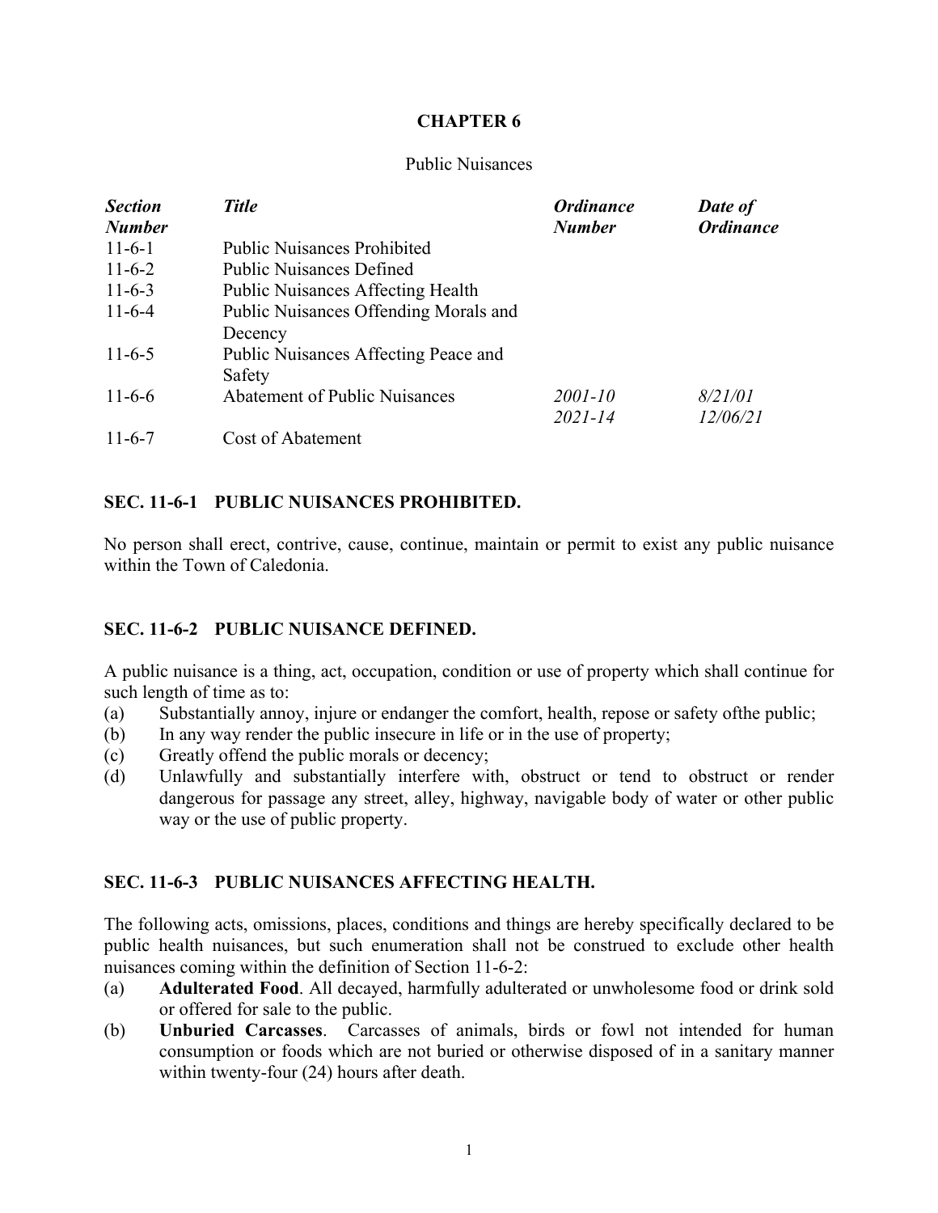# CHAPTER 6

Public Nuisances

| *Section Number* | *Title* | *Ordinance Number* | *Date of Ordinance* |
| --- | --- | --- | --- |
| 11-6-1 | Public Nuisances Prohibited | | |
| 11-6-2 | Public Nuisances Defined | | |
| 11-6-3 | Public Nuisances Affecting Health | | |
| 11-6-4 | Public Nuisances Offending Morals and Decency | | |
| 11-6-5 | Public Nuisances Affecting Peace and Safety | | |
| 11-6-6 | Abatement of Public Nuisances | *2001-10*<br>*2021-14* | *8/21/01*<br>*12/06/21* |
| 11-6-7 | Cost of Abatement | | |

## SEC. 11-6-1 PUBLIC NUISANCES PROHIBITED.

No person shall erect, contrive, cause, continue, maintain or permit to exist any public nuisance within the Town of Caledonia.

## SEC. 11-6-2 PUBLIC NUISANCE DEFINED.

A public nuisance is a thing, act, occupation, condition or use of property which shall continue for such length of time as to:

(a) Substantially annoy, injure or endanger the comfort, health, repose or safety ofthe public;

(b) In any way render the public insecure in life or in the use of property;

(c) Greatly offend the public morals or decency;

(d) Unlawfully and substantially interfere with, obstruct or tend to obstruct or render dangerous for passage any street, alley, highway, navigable body of water or other public way or the use of public property.

## SEC. 11-6-3 PUBLIC NUISANCES AFFECTING HEALTH.

The following acts, omissions, places, conditions and things are hereby specifically declared to be public health nuisances, but such enumeration shall not be construed to exclude other health nuisances coming within the definition of Section 11-6-2:

(a) **Adulterated Food**. All decayed, harmfully adulterated or unwholesome food or drink sold or offered for sale to the public.

(b) **Unburied Carcasses**. Carcasses of animals, birds or fowl not intended for human consumption or foods which are not buried or otherwise disposed of in a sanitary manner within twenty-four (24) hours after death.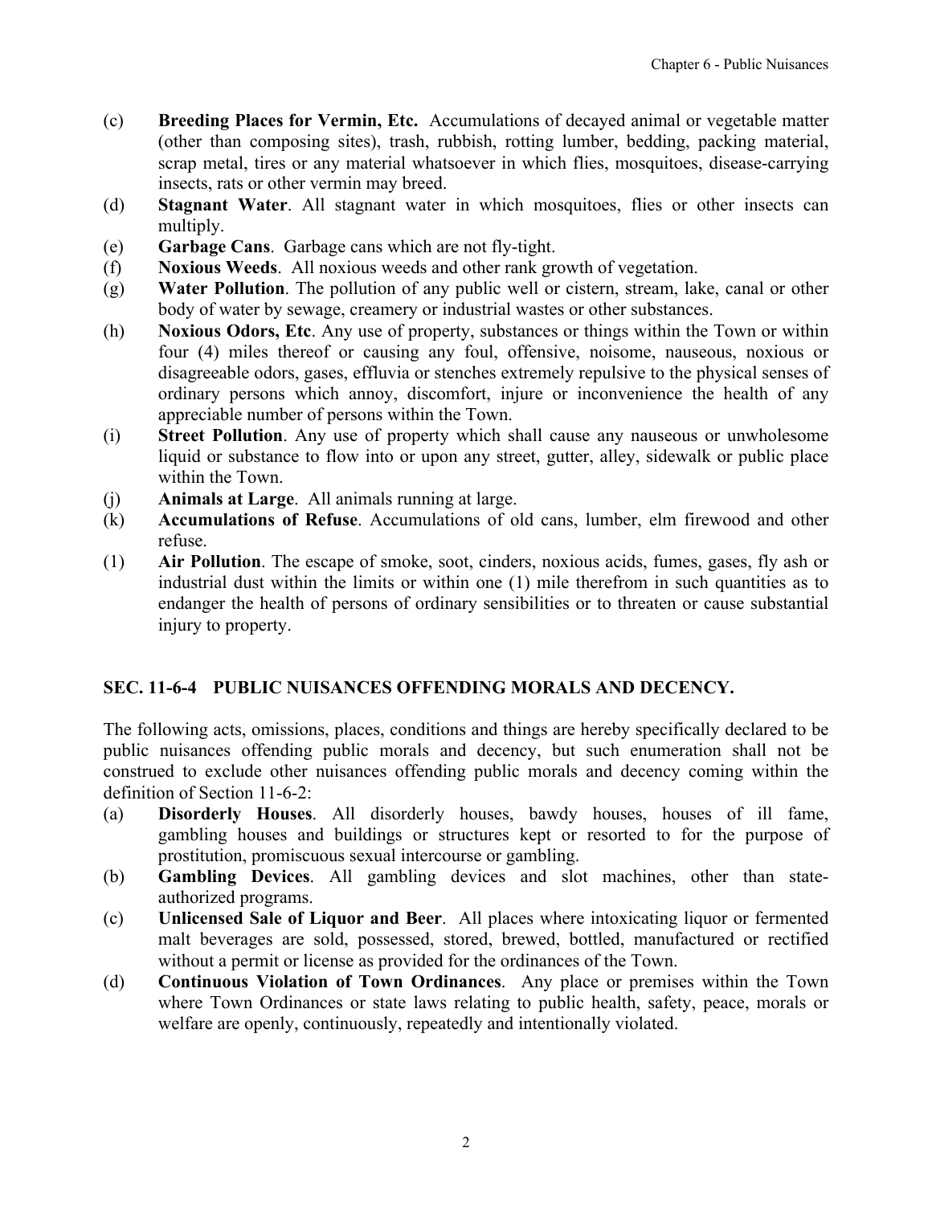(c) **Breeding Places for Vermin, Etc.** Accumulations of decayed animal or vegetable matter (other than composing sites), trash, rubbish, rotting lumber, bedding, packing material, scrap metal, tires or any material whatsoever in which flies, mosquitoes, disease-carrying insects, rats or other vermin may breed.

(d) **Stagnant Water**. All stagnant water in which mosquitoes, flies or other insects can multiply.

(e) **Garbage Cans**. Garbage cans which are not fly-tight.

(f) **Noxious Weeds**. All noxious weeds and other rank growth of vegetation.

(g) **Water Pollution**. The pollution of any public well or cistern, stream, lake, canal or other body of water by sewage, creamery or industrial wastes or other substances.

(h) **Noxious Odors, Etc**. Any use of property, substances or things within the Town or within four (4) miles thereof or causing any foul, offensive, noisome, nauseous, noxious or disagreeable odors, gases, effluvia or stenches extremely repulsive to the physical senses of ordinary persons which annoy, discomfort, injure or inconvenience the health of any appreciable number of persons within the Town.

(i) **Street Pollution**. Any use of property which shall cause any nauseous or unwholesome liquid or substance to flow into or upon any street, gutter, alley, sidewalk or public place within the Town.

(j) **Animals at Large**. All animals running at large.

(k) **Accumulations of Refuse**. Accumulations of old cans, lumber, elm firewood and other refuse.

(1) **Air Pollution**. The escape of smoke, soot, cinders, noxious acids, fumes, gases, fly ash or industrial dust within the limits or within one (1) mile therefrom in such quantities as to endanger the health of persons of ordinary sensibilities or to threaten or cause substantial injury to property.

## SEC. 11-6-4 PUBLIC NUISANCES OFFENDING MORALS AND DECENCY.

The following acts, omissions, places, conditions and things are hereby specifically declared to be public nuisances offending public morals and decency, but such enumeration shall not be construed to exclude other nuisances offending public morals and decency coming within the definition of Section 11-6-2:

(a) **Disorderly Houses**. All disorderly houses, bawdy houses, houses of ill fame, gambling houses and buildings or structures kept or resorted to for the purpose of prostitution, promiscuous sexual intercourse or gambling.

(b) **Gambling Devices**. All gambling devices and slot machines, other than state-authorized programs.

(c) **Unlicensed Sale of Liquor and Beer**. All places where intoxicating liquor or fermented malt beverages are sold, possessed, stored, brewed, bottled, manufactured or rectified without a permit or license as provided for the ordinances of the Town.

(d) **Continuous Violation of Town Ordinances**. Any place or premises within the Town where Town Ordinances or state laws relating to public health, safety, peace, morals or welfare are openly, continuously, repeatedly and intentionally violated.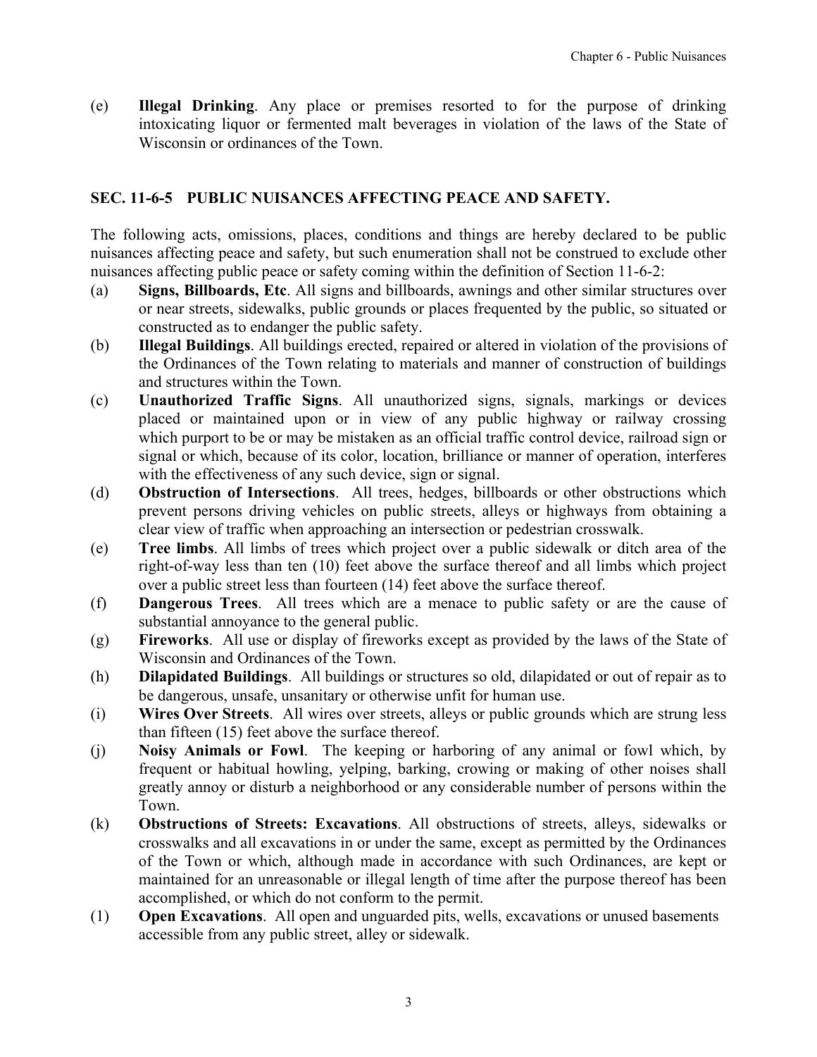(e) **Illegal Drinking**. Any place or premises resorted to for the purpose of drinking intoxicating liquor or fermented malt beverages in violation of the laws of the State of Wisconsin or ordinances of the Town.

## SEC. 11-6-5 PUBLIC NUISANCES AFFECTING PEACE AND SAFETY.

The following acts, omissions, places, conditions and things are hereby declared to be public nuisances affecting peace and safety, but such enumeration shall not be construed to exclude other nuisances affecting public peace or safety coming within the definition of Section 11-6-2:

(a) **Signs, Billboards, Etc**. All signs and billboards, awnings and other similar structures over or near streets, sidewalks, public grounds or places frequented by the public, so situated or constructed as to endanger the public safety.

(b) **Illegal Buildings**. All buildings erected, repaired or altered in violation of the provisions of the Ordinances of the Town relating to materials and manner of construction of buildings and structures within the Town.

(c) **Unauthorized Traffic Signs**. All unauthorized signs, signals, markings or devices placed or maintained upon or in view of any public highway or railway crossing which purport to be or may be mistaken as an official traffic control device, railroad sign or signal or which, because of its color, location, brilliance or manner of operation, interferes with the effectiveness of any such device, sign or signal.

(d) **Obstruction of Intersections**. All trees, hedges, billboards or other obstructions which prevent persons driving vehicles on public streets, alleys or highways from obtaining a clear view of traffic when approaching an intersection or pedestrian crosswalk.

(e) **Tree limbs**. All limbs of trees which project over a public sidewalk or ditch area of the right-of-way less than ten (10) feet above the surface thereof and all limbs which project over a public street less than fourteen (14) feet above the surface thereof.

(f) **Dangerous Trees**. All trees which are a menace to public safety or are the cause of substantial annoyance to the general public.

(g) **Fireworks**. All use or display of fireworks except as provided by the laws of the State of Wisconsin and Ordinances of the Town.

(h) **Dilapidated Buildings**. All buildings or structures so old, dilapidated or out of repair as to be dangerous, unsafe, unsanitary or otherwise unfit for human use.

(i) **Wires Over Streets**. All wires over streets, alleys or public grounds which are strung less than fifteen (15) feet above the surface thereof.

(j) **Noisy Animals or Fowl**. The keeping or harboring of any animal or fowl which, by frequent or habitual howling, yelping, barking, crowing or making of other noises shall greatly annoy or disturb a neighborhood or any considerable number of persons within the Town.

(k) **Obstructions of Streets: Excavations**. All obstructions of streets, alleys, sidewalks or crosswalks and all excavations in or under the same, except as permitted by the Ordinances of the Town or which, although made in accordance with such Ordinances, are kept or maintained for an unreasonable or illegal length of time after the purpose thereof has been accomplished, or which do not conform to the permit.

(1) **Open Excavations**. All open and unguarded pits, wells, excavations or unused basements accessible from any public street, alley or sidewalk.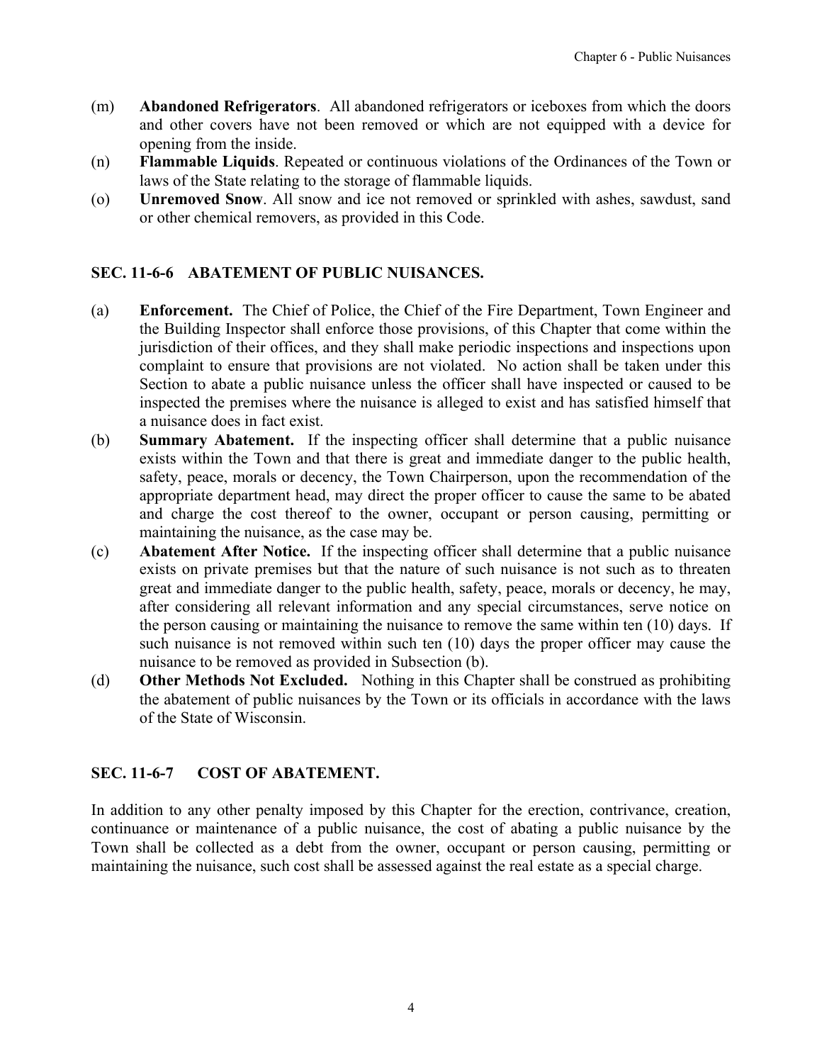(m) **Abandoned Refrigerators**. All abandoned refrigerators or iceboxes from which the doors and other covers have not been removed or which are not equipped with a device for opening from the inside.

(n) **Flammable Liquids**. Repeated or continuous violations of the Ordinances of the Town or laws of the State relating to the storage of flammable liquids.

(o) **Unremoved Snow**. All snow and ice not removed or sprinkled with ashes, sawdust, sand or other chemical removers, as provided in this Code.

## SEC. 11-6-6 ABATEMENT OF PUBLIC NUISANCES.

(a) **Enforcement.** The Chief of Police, the Chief of the Fire Department, Town Engineer and the Building Inspector shall enforce those provisions, of this Chapter that come within the jurisdiction of their offices, and they shall make periodic inspections and inspections upon complaint to ensure that provisions are not violated. No action shall be taken under this Section to abate a public nuisance unless the officer shall have inspected or caused to be inspected the premises where the nuisance is alleged to exist and has satisfied himself that a nuisance does in fact exist.

(b) **Summary Abatement.** If the inspecting officer shall determine that a public nuisance exists within the Town and that there is great and immediate danger to the public health, safety, peace, morals or decency, the Town Chairperson, upon the recommendation of the appropriate department head, may direct the proper officer to cause the same to be abated and charge the cost thereof to the owner, occupant or person causing, permitting or maintaining the nuisance, as the case may be.

(c) **Abatement After Notice.** If the inspecting officer shall determine that a public nuisance exists on private premises but that the nature of such nuisance is not such as to threaten great and immediate danger to the public health, safety, peace, morals or decency, he may, after considering all relevant information and any special circumstances, serve notice on the person causing or maintaining the nuisance to remove the same within ten (10) days. If such nuisance is not removed within such ten (10) days the proper officer may cause the nuisance to be removed as provided in Subsection (b).

(d) **Other Methods Not Excluded.** Nothing in this Chapter shall be construed as prohibiting the abatement of public nuisances by the Town or its officials in accordance with the laws of the State of Wisconsin.

## SEC. 11-6-7 COST OF ABATEMENT.

In addition to any other penalty imposed by this Chapter for the erection, contrivance, creation, continuance or maintenance of a public nuisance, the cost of abating a public nuisance by the Town shall be collected as a debt from the owner, occupant or person causing, permitting or maintaining the nuisance, such cost shall be assessed against the real estate as a special charge.